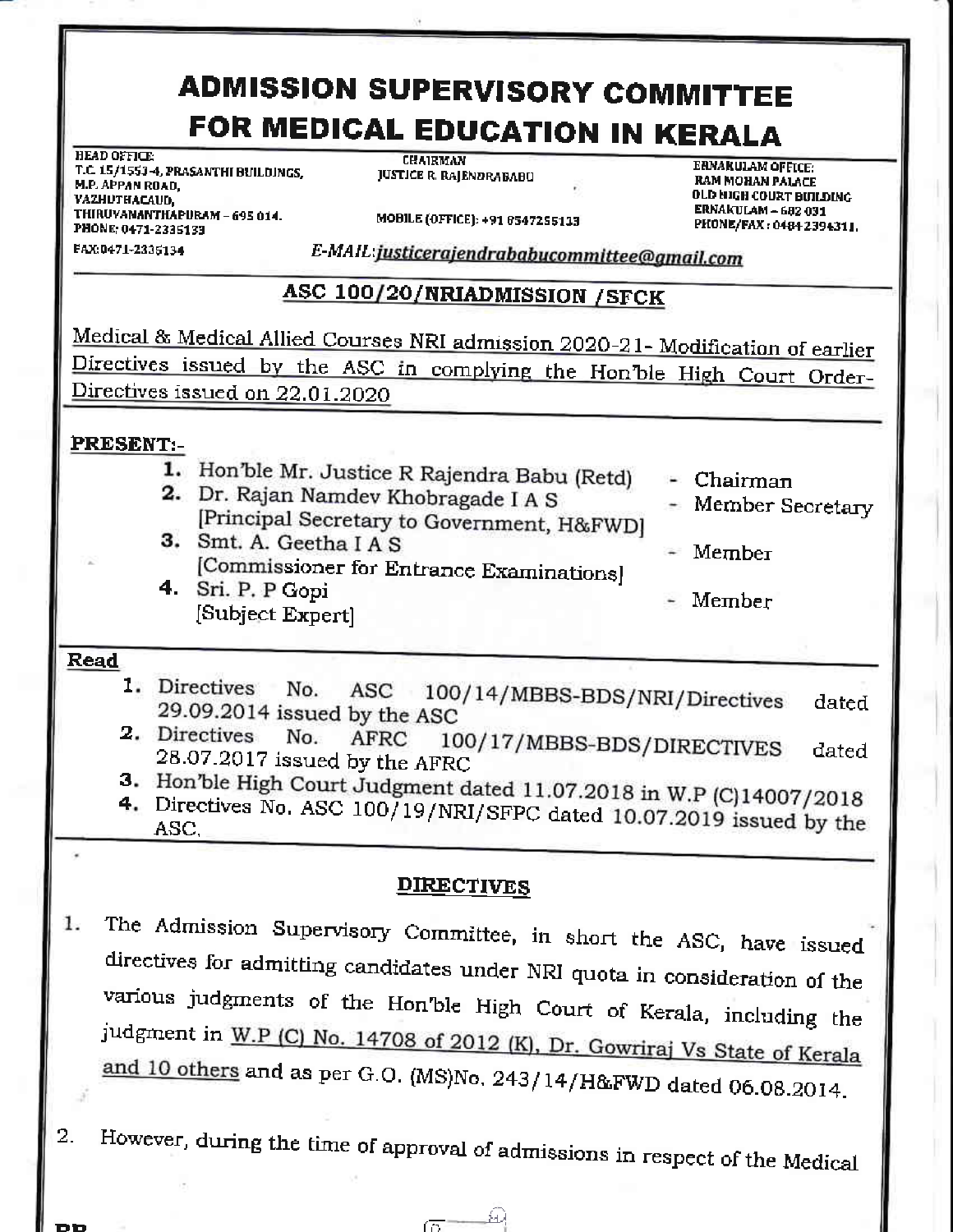# ADMISSION SUPERVISORY COMMITTEE FOR MEDICAL EDUCATION IN KERALA

HEAD OFFICE:
T.C. 15/1553-4, PRASANTHI BUILDINGS,
M.P. APPAN ROAD,
VAZHUTHACAUD,
THIRUVANANTHAPURAM – 695 014.
PHONE: 0471-2335133
FAX:0471-2335134

CHAIRMAN
JUSTICE R. RAJENDRABABU

MOBILE (OFFICE): +91 8547255133

ERNAKULAM OFFICE:
RAM MOHAN PALACE
OLD HIGH COURT BUILDING
ERNAKULAM – 682 031
PHONE/FAX : 0484 2394311.

*E-MAIL:justicerajendrababucommittee@gmail.com*

## ASC 100/20/NRIADMISSION /SFCK

Medical & Medical Allied Courses NRI admission 2020-21- Modification of earlier Directives issued by the ASC in complying the Hon'ble High Court Order- Directives issued on 22.01.2020

**PRESENT:-**

1. Hon'ble Mr. Justice R Rajendra Babu (Retd) - Chairman
2. Dr. Rajan Namdev Khobragade I A S [Principal Secretary to Government, H&FWD] - Member Secretary
3. Smt. A. Geetha I A S [Commissioner for Entrance Examinations] - Member
4. Sri. P. P Gopi [Subject Expert] - Member

**Read**

1. Directives No. ASC 100/14/MBBS-BDS/NRI/Directives dated 29.09.2014 issued by the ASC
2. Directives No. AFRC 100/17/MBBS-BDS/DIRECTIVES dated 28.07.2017 issued by the AFRC
3. Hon'ble High Court Judgment dated 11.07.2018 in W.P (C)14007/2018
4. Directives No. ASC 100/19/NRI/SFPC dated 10.07.2019 issued by the ASC.

## DIRECTIVES

1. The Admission Supervisory Committee, in short the ASC, have issued directives for admitting candidates under NRI quota in consideration of the various judgments of the Hon'ble High Court of Kerala, including the judgment in W.P (C) No. 14708 of 2012 (K), Dr. Gowriraj Vs State of Kerala and 10 others and as per G.O. (MS)No. 243/14/H&FWD dated 06.08.2014.

2. However, during the time of approval of admissions in respect of the Medical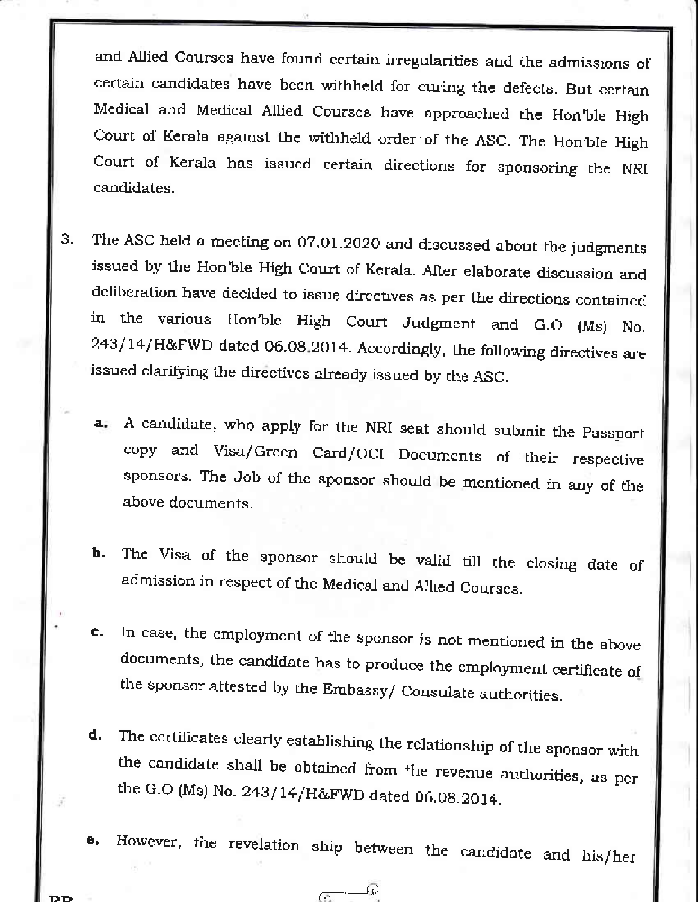and Allied Courses have found certain irregularities and the admissions of certain candidates have been withheld for curing the defects. But certain Medical and Medical Allied Courses have approached the Hon'ble High Court of Kerala against the withheld order of the ASC. The Hon'ble High Court of Kerala has issued certain directions for sponsoring the NRI candidates.

3. The ASC held a meeting on 07.01.2020 and discussed about the judgments issued by the Hon'ble High Court of Kerala. After elaborate discussion and deliberation have decided to issue directives as per the directions contained in the various Hon'ble High Court Judgment and G.O (Ms) No. 243/14/H&FWD dated 06.08.2014. Accordingly, the following directives are issued clarifying the directives already issued by the ASC.

   a. A candidate, who apply for the NRI seat should submit the Passport copy and Visa/Green Card/OCI Documents of their respective sponsors. The Job of the sponsor should be mentioned in any of the above documents.

   b. The Visa of the sponsor should be valid till the closing date of admission in respect of the Medical and Allied Courses.

   c. In case, the employment of the sponsor is not mentioned in the above documents, the candidate has to produce the employment certificate of the sponsor attested by the Embassy/ Consulate authorities.

   d. The certificates clearly establishing the relationship of the sponsor with the candidate shall be obtained from the revenue authorities, as per the G.O (Ms) No. 243/14/H&FWD dated 06.08.2014.

   e. However, the revelation ship between the candidate and his/her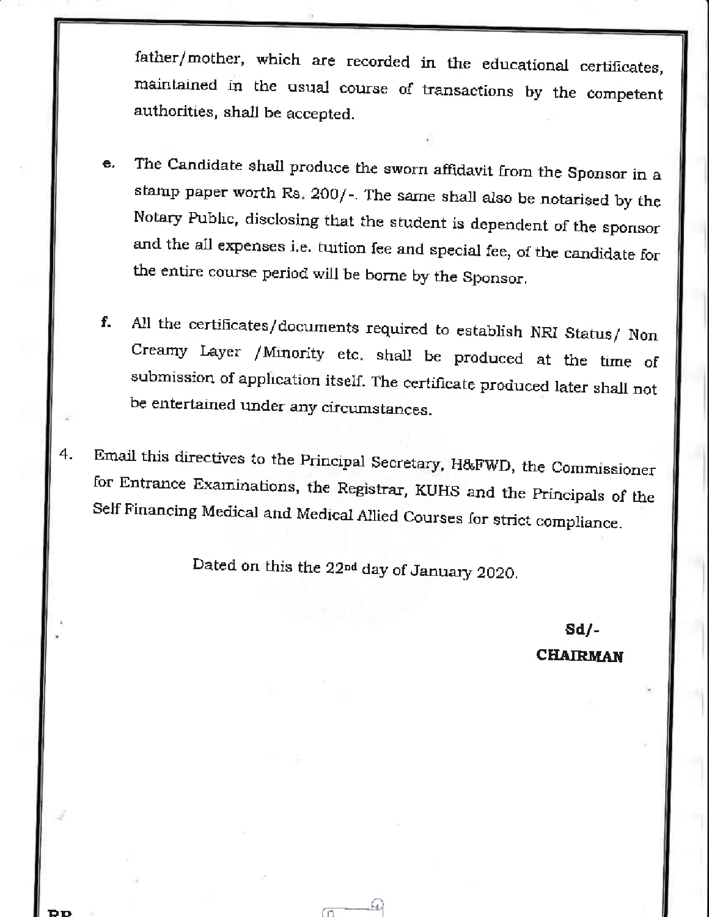father/mother, which are recorded in the educational certificates, maintained in the usual course of transactions by the competent authorities, shall be accepted.

e. The Candidate shall produce the sworn affidavit from the Sponsor in a stamp paper worth Rs. 200/-. The same shall also be notarised by the Notary Public, disclosing that the student is dependent of the sponsor and the all expenses i.e. tuition fee and special fee, of the candidate for the entire course period will be borne by the Sponsor.

f. All the certificates/documents required to establish NRI Status/ Non Creamy Layer /Minority etc. shall be produced at the time of submission of application itself. The certificate produced later shall not be entertained under any circumstances.

4. Email this directives to the Principal Secretary, H&FWD, the Commissioner for Entrance Examinations, the Registrar, KUHS and the Principals of the Self Financing Medical and Medical Allied Courses for strict compliance.

Dated on this the 22nd day of January 2020.

**Sd/-**

**CHAIRMAN**

RR